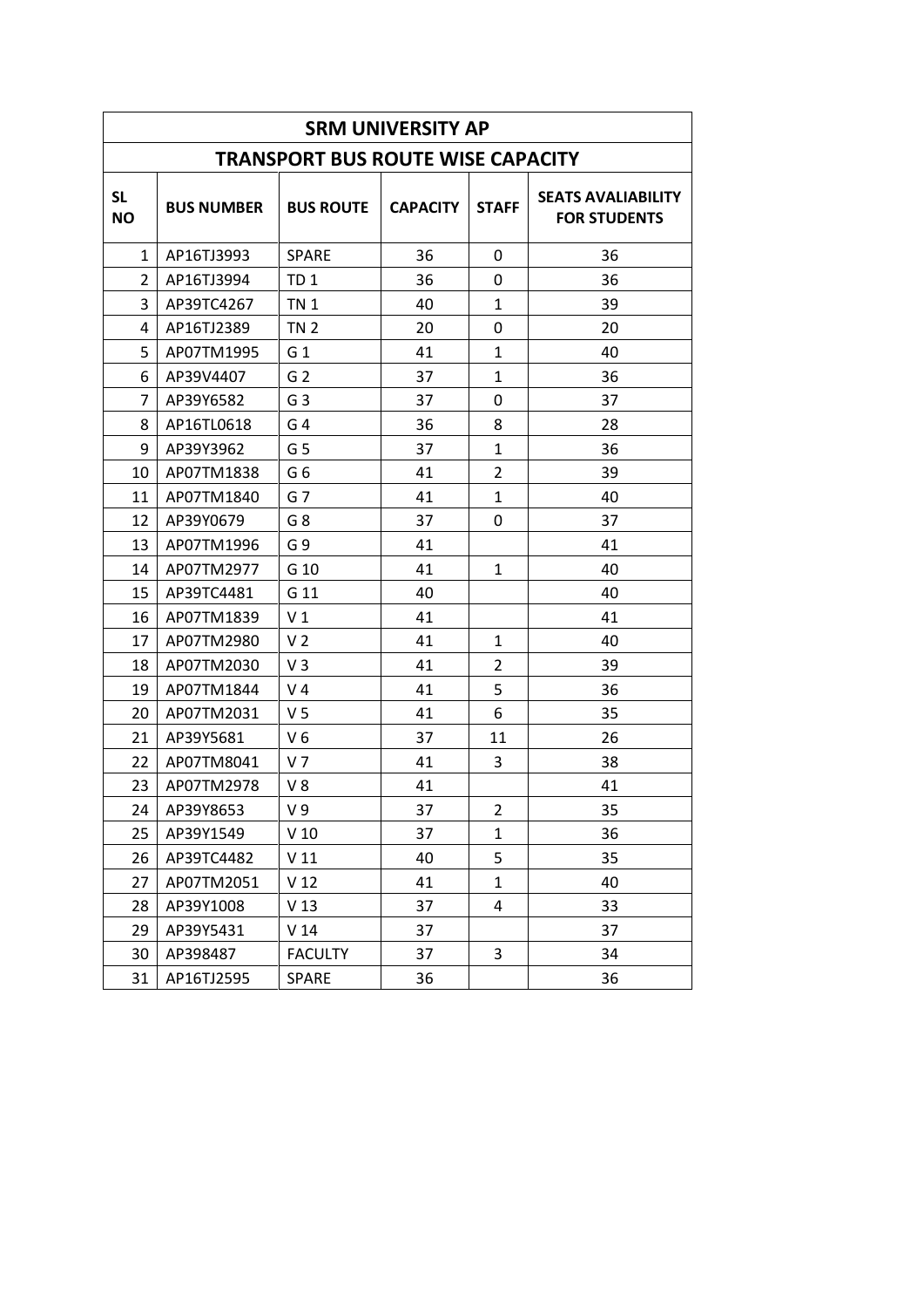# SRM UNIVERSITY AP

## TRANSPORT BUS ROUTE WISE CAPACITY

| SL NO | BUS NUMBER | BUS ROUTE | CAPACITY | STAFF | SEATS AVALIABILITY FOR STUDENTS |
|---|---|---|---|---|---|
| 1 | AP16TJ3993 | SPARE | 36 | 0 | 36 |
| 2 | AP16TJ3994 | TD 1 | 36 | 0 | 36 |
| 3 | AP39TC4267 | TN 1 | 40 | 1 | 39 |
| 4 | AP16TJ2389 | TN 2 | 20 | 0 | 20 |
| 5 | AP07TM1995 | G 1 | 41 | 1 | 40 |
| 6 | AP39V4407 | G 2 | 37 | 1 | 36 |
| 7 | AP39Y6582 | G 3 | 37 | 0 | 37 |
| 8 | AP16TL0618 | G 4 | 36 | 8 | 28 |
| 9 | AP39Y3962 | G 5 | 37 | 1 | 36 |
| 10 | AP07TM1838 | G 6 | 41 | 2 | 39 |
| 11 | AP07TM1840 | G 7 | 41 | 1 | 40 |
| 12 | AP39Y0679 | G 8 | 37 | 0 | 37 |
| 13 | AP07TM1996 | G 9 | 41 | | 41 |
| 14 | AP07TM2977 | G 10 | 41 | 1 | 40 |
| 15 | AP39TC4481 | G 11 | 40 | | 40 |
| 16 | AP07TM1839 | V 1 | 41 | | 41 |
| 17 | AP07TM2980 | V 2 | 41 | 1 | 40 |
| 18 | AP07TM2030 | V 3 | 41 | 2 | 39 |
| 19 | AP07TM1844 | V 4 | 41 | 5 | 36 |
| 20 | AP07TM2031 | V 5 | 41 | 6 | 35 |
| 21 | AP39Y5681 | V 6 | 37 | 11 | 26 |
| 22 | AP07TM8041 | V 7 | 41 | 3 | 38 |
| 23 | AP07TM2978 | V 8 | 41 | | 41 |
| 24 | AP39Y8653 | V 9 | 37 | 2 | 35 |
| 25 | AP39Y1549 | V 10 | 37 | 1 | 36 |
| 26 | AP39TC4482 | V 11 | 40 | 5 | 35 |
| 27 | AP07TM2051 | V 12 | 41 | 1 | 40 |
| 28 | AP39Y1008 | V 13 | 37 | 4 | 33 |
| 29 | AP39Y5431 | V 14 | 37 | | 37 |
| 30 | AP398487 | FACULTY | 37 | 3 | 34 |
| 31 | AP16TJ2595 | SPARE | 36 | | 36 |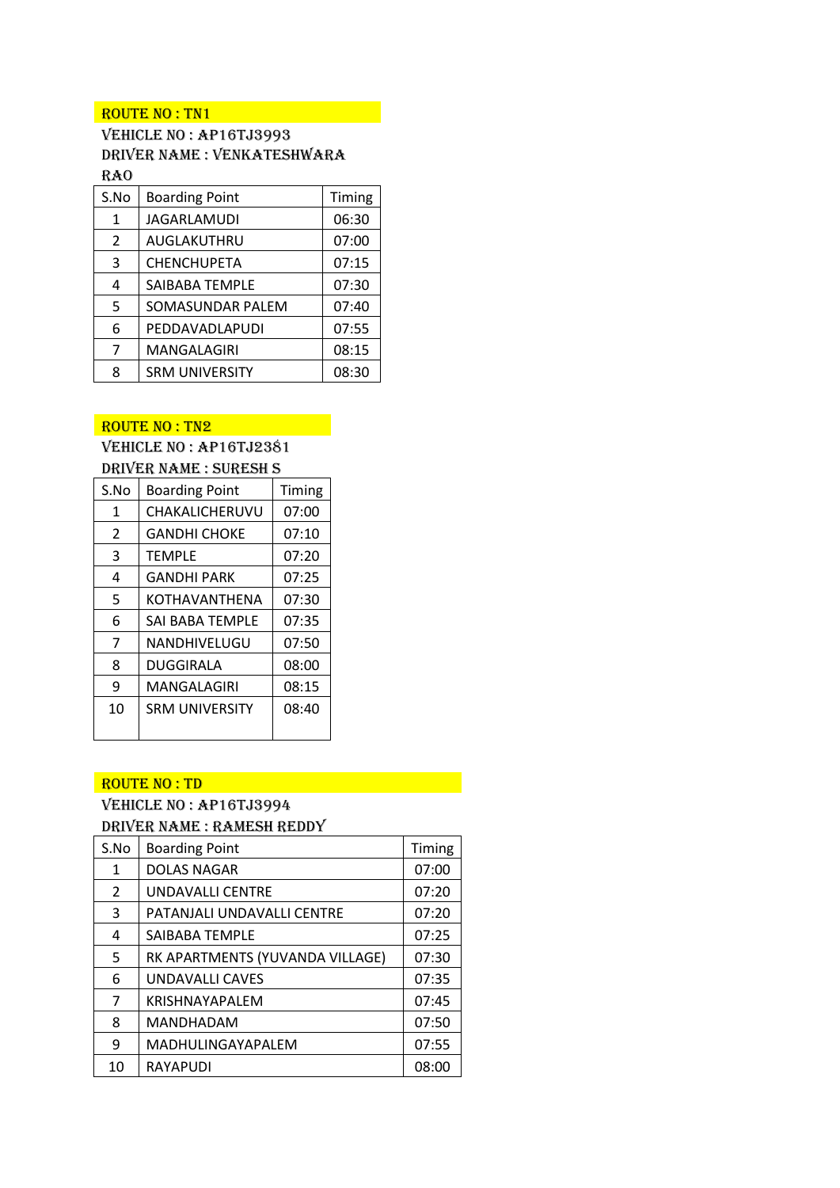**ROUTE NO : TN1**

VEHICLE NO : AP16TJ3993

DRIVER NAME : VENKATESHWARA RAO

| S.No | Boarding Point | Timing |
|---|---|---|
| 1 | JAGARLAMUDI | 06:30 |
| 2 | AUGLAKUTHRU | 07:00 |
| 3 | CHENCHUPETA | 07:15 |
| 4 | SAIBABA TEMPLE | 07:30 |
| 5 | SOMASUNDAR PALEM | 07:40 |
| 6 | PEDDAVADLAPUDI | 07:55 |
| 7 | MANGALAGIRI | 08:15 |
| 8 | SRM UNIVERSITY | 08:30 |

**ROUTE NO : TN2**

VEHICLE NO : AP16TJ2381

DRIVER NAME : SURESH S

| S.No | Boarding Point | Timing |
|---|---|---|
| 1 | CHAKALICHERUVU | 07:00 |
| 2 | GANDHI CHOKE | 07:10 |
| 3 | TEMPLE | 07:20 |
| 4 | GANDHI PARK | 07:25 |
| 5 | KOTHAVANTHENA | 07:30 |
| 6 | SAI BABA TEMPLE | 07:35 |
| 7 | NANDHIVELUGU | 07:50 |
| 8 | DUGGIRALA | 08:00 |
| 9 | MANGALAGIRI | 08:15 |
| 10 | SRM UNIVERSITY | 08:40 |

**ROUTE NO : TD**

VEHICLE NO : AP16TJ3994

DRIVER NAME : RAMESH REDDY

| S.No | Boarding Point | Timing |
|---|---|---|
| 1 | DOLAS NAGAR | 07:00 |
| 2 | UNDAVALLI CENTRE | 07:20 |
| 3 | PATANJALI UNDAVALLI CENTRE | 07:20 |
| 4 | SAIBABA TEMPLE | 07:25 |
| 5 | RK APARTMENTS (YUVANDA VILLAGE) | 07:30 |
| 6 | UNDAVALLI CAVES | 07:35 |
| 7 | KRISHNAYAPALEM | 07:45 |
| 8 | MANDHADAM | 07:50 |
| 9 | MADHULINGAYAPALEM | 07:55 |
| 10 | RAYAPUDI | 08:00 |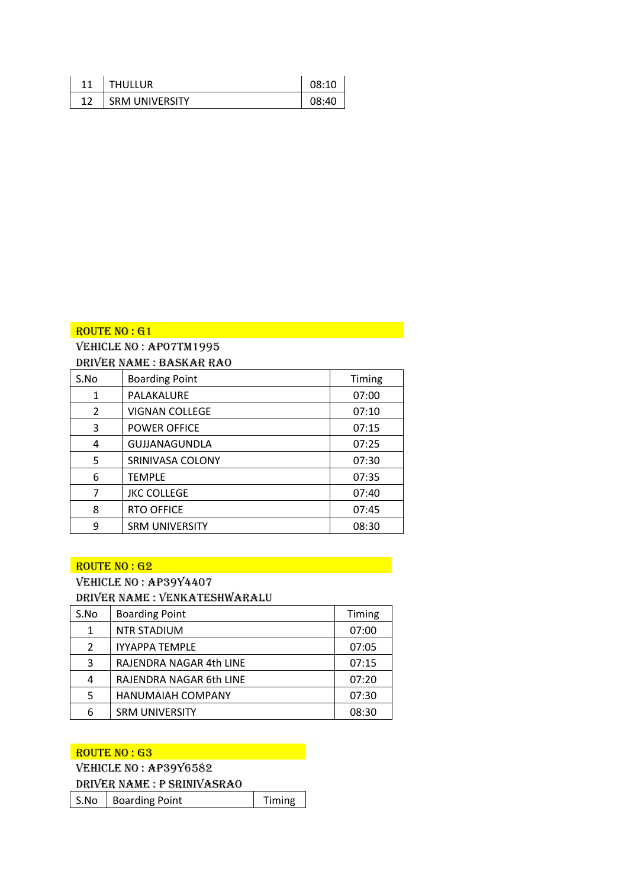| 11 | THULLUR | 08:10 |
|---|---|---|
| 12 | SRM UNIVERSITY | 08:40 |

**ROUTE NO : G1**

**VEHICLE NO : AP07TM1995**

**DRIVER NAME : BASKAR RAO**

| S.No | Boarding Point | Timing |
|---|---|---|
| 1 | PALAKALURE | 07:00 |
| 2 | VIGNAN COLLEGE | 07:10 |
| 3 | POWER OFFICE | 07:15 |
| 4 | GUJJANAGUNDLA | 07:25 |
| 5 | SRINIVASA COLONY | 07:30 |
| 6 | TEMPLE | 07:35 |
| 7 | JKC COLLEGE | 07:40 |
| 8 | RTO OFFICE | 07:45 |
| 9 | SRM UNIVERSITY | 08:30 |

**ROUTE NO : G2**

**VEHICLE NO : AP39Y4407**

**DRIVER NAME : VENKATESHWARALU**

| S.No | Boarding Point | Timing |
|---|---|---|
| 1 | NTR STADIUM | 07:00 |
| 2 | IYYAPPA TEMPLE | 07:05 |
| 3 | RAJENDRA NAGAR 4th LINE | 07:15 |
| 4 | RAJENDRA NAGAR 6th LINE | 07:20 |
| 5 | HANUMAIAH COMPANY | 07:30 |
| 6 | SRM UNIVERSITY | 08:30 |

**ROUTE NO : G3**

**VEHICLE NO : AP39Y6582**

**DRIVER NAME : P SRINIVASRAO**

| S.No | Boarding Point | Timing |
|---|---|---|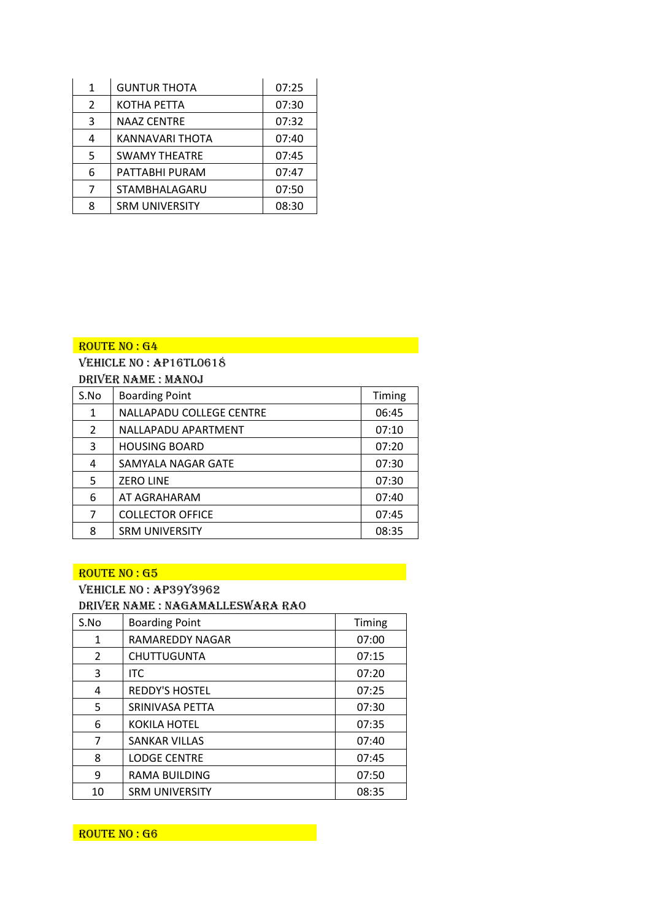| | | |
|---|---|---|
| 1 | GUNTUR THOTA | 07:25 |
| 2 | KOTHA PETTA | 07:30 |
| 3 | NAAZ CENTRE | 07:32 |
| 4 | KANNAVARI THOTA | 07:40 |
| 5 | SWAMY THEATRE | 07:45 |
| 6 | PATTABHI PURAM | 07:47 |
| 7 | STAMBHALAGARU | 07:50 |
| 8 | SRM UNIVERSITY | 08:30 |

## ROUTE NO : G4

VEHICLE NO : AP16TL0618

DRIVER NAME : MANOJ

| S.No | Boarding Point | Timing |
|---|---|---|
| 1 | NALLAPADU COLLEGE CENTRE | 06:45 |
| 2 | NALLAPADU APARTMENT | 07:10 |
| 3 | HOUSING BOARD | 07:20 |
| 4 | SAMYALA NAGAR GATE | 07:30 |
| 5 | ZERO LINE | 07:30 |
| 6 | AT AGRAHARAM | 07:40 |
| 7 | COLLECTOR OFFICE | 07:45 |
| 8 | SRM UNIVERSITY | 08:35 |

## ROUTE NO : G5

VEHICLE NO : AP39Y3962

DRIVER NAME : NAGAMALLESWARA RAO

| S.No | Boarding Point | Timing |
|---|---|---|
| 1 | RAMAREDDY NAGAR | 07:00 |
| 2 | CHUTTUGUNTA | 07:15 |
| 3 | ITC | 07:20 |
| 4 | REDDY'S HOSTEL | 07:25 |
| 5 | SRINIVASA PETTA | 07:30 |
| 6 | KOKILA HOTEL | 07:35 |
| 7 | SANKAR VILLAS | 07:40 |
| 8 | LODGE CENTRE | 07:45 |
| 9 | RAMA BUILDING | 07:50 |
| 10 | SRM UNIVERSITY | 08:35 |

## ROUTE NO : G6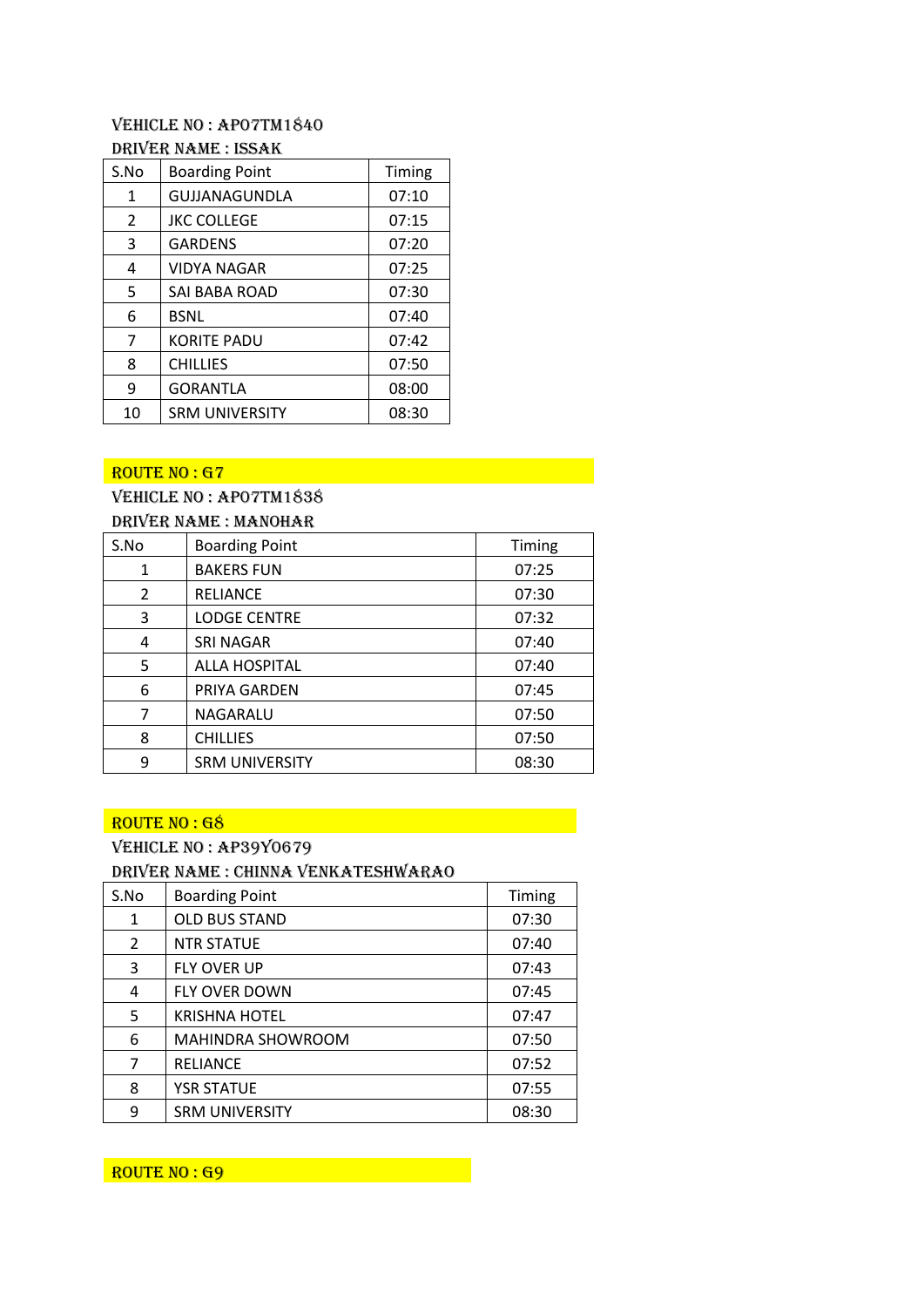VEHICLE NO : AP07TM1840

DRIVER NAME : ISSAK

| S.No | Boarding Point | Timing |
|---|---|---|
| 1 | GUJJANAGUNDLA | 07:10 |
| 2 | JKC COLLEGE | 07:15 |
| 3 | GARDENS | 07:20 |
| 4 | VIDYA NAGAR | 07:25 |
| 5 | SAI BABA ROAD | 07:30 |
| 6 | BSNL | 07:40 |
| 7 | KORITE PADU | 07:42 |
| 8 | CHILLIES | 07:50 |
| 9 | GORANTLA | 08:00 |
| 10 | SRM UNIVERSITY | 08:30 |

## ROUTE NO : G7

VEHICLE NO : AP07TM1838

DRIVER NAME : MANOHAR

| S.No | Boarding Point | Timing |
|---|---|---|
| 1 | BAKERS FUN | 07:25 |
| 2 | RELIANCE | 07:30 |
| 3 | LODGE CENTRE | 07:32 |
| 4 | SRI NAGAR | 07:40 |
| 5 | ALLA HOSPITAL | 07:40 |
| 6 | PRIYA GARDEN | 07:45 |
| 7 | NAGARALU | 07:50 |
| 8 | CHILLIES | 07:50 |
| 9 | SRM UNIVERSITY | 08:30 |

## ROUTE NO : G8

VEHICLE NO : AP39Y0679

DRIVER NAME : CHINNA VENKATESHWARAO

| S.No | Boarding Point | Timing |
|---|---|---|
| 1 | OLD BUS STAND | 07:30 |
| 2 | NTR STATUE | 07:40 |
| 3 | FLY OVER UP | 07:43 |
| 4 | FLY OVER DOWN | 07:45 |
| 5 | KRISHNA HOTEL | 07:47 |
| 6 | MAHINDRA SHOWROOM | 07:50 |
| 7 | RELIANCE | 07:52 |
| 8 | YSR STATUE | 07:55 |
| 9 | SRM UNIVERSITY | 08:30 |

## ROUTE NO : G9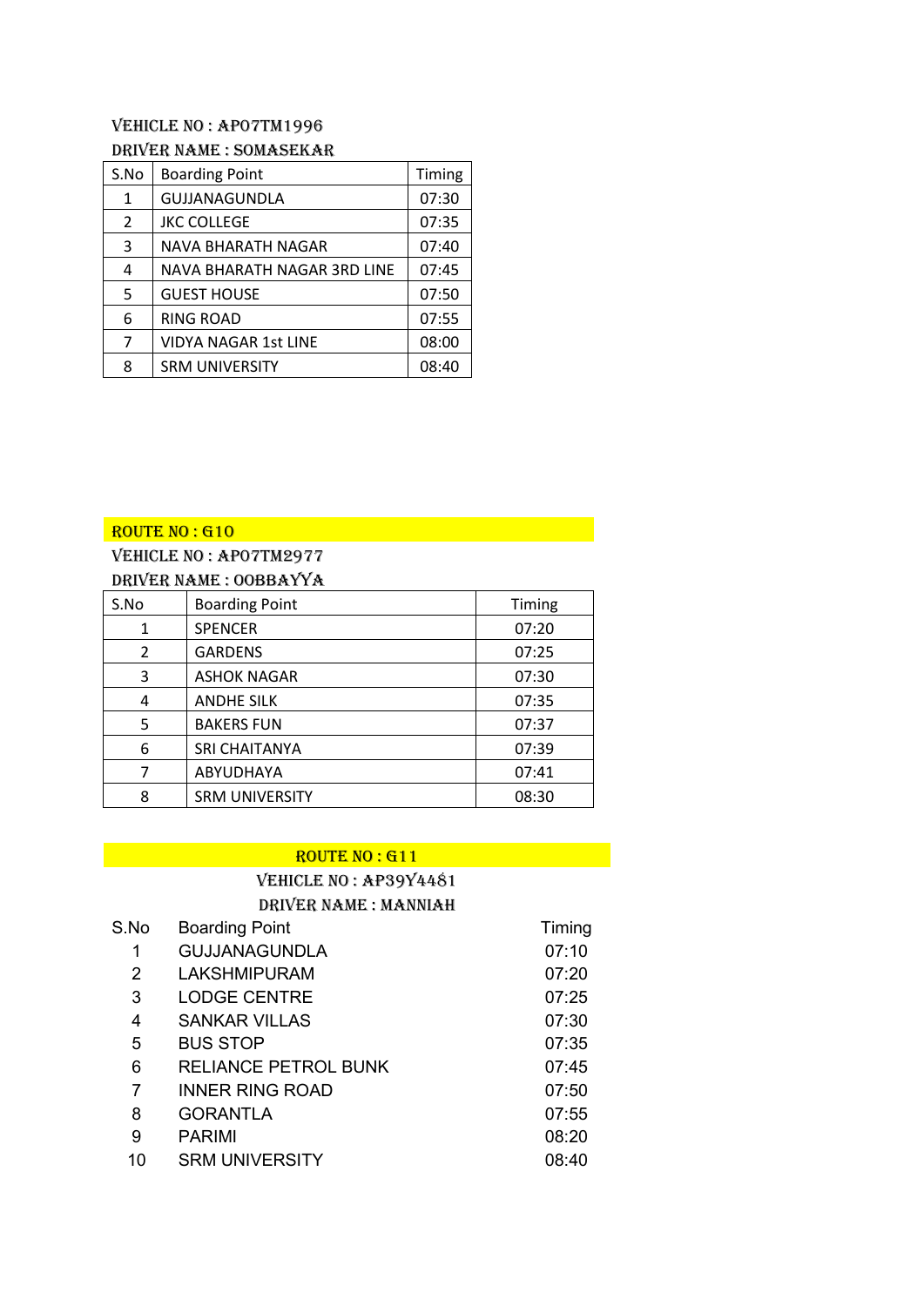VEHICLE NO : AP07TM1996

DRIVER NAME : SOMASEKAR

| S.No | Boarding Point | Timing |
|---|---|---|
| 1 | GUJJANAGUNDLA | 07:30 |
| 2 | JKC COLLEGE | 07:35 |
| 3 | NAVA BHARATH NAGAR | 07:40 |
| 4 | NAVA BHARATH NAGAR 3RD LINE | 07:45 |
| 5 | GUEST HOUSE | 07:50 |
| 6 | RING ROAD | 07:55 |
| 7 | VIDYA NAGAR 1st LINE | 08:00 |
| 8 | SRM UNIVERSITY | 08:40 |

ROUTE NO : G10

VEHICLE NO : AP07TM2977

DRIVER NAME : OOBBAYYA

| S.No | Boarding Point | Timing |
|---|---|---|
| 1 | SPENCER | 07:20 |
| 2 | GARDENS | 07:25 |
| 3 | ASHOK NAGAR | 07:30 |
| 4 | ANDHE SILK | 07:35 |
| 5 | BAKERS FUN | 07:37 |
| 6 | SRI CHAITANYA | 07:39 |
| 7 | ABYUDHAYA | 07:41 |
| 8 | SRM UNIVERSITY | 08:30 |

ROUTE NO : G11

VEHICLE NO : AP39Y4481

DRIVER NAME : MANNIAH

| S.No | Boarding Point | Timing |
|---|---|---|
| 1 | GUJJANAGUNDLA | 07:10 |
| 2 | LAKSHMIPURAM | 07:20 |
| 3 | LODGE CENTRE | 07:25 |
| 4 | SANKAR VILLAS | 07:30 |
| 5 | BUS STOP | 07:35 |
| 6 | RELIANCE PETROL BUNK | 07:45 |
| 7 | INNER RING ROAD | 07:50 |
| 8 | GORANTLA | 07:55 |
| 9 | PARIMI | 08:20 |
| 10 | SRM UNIVERSITY | 08:40 |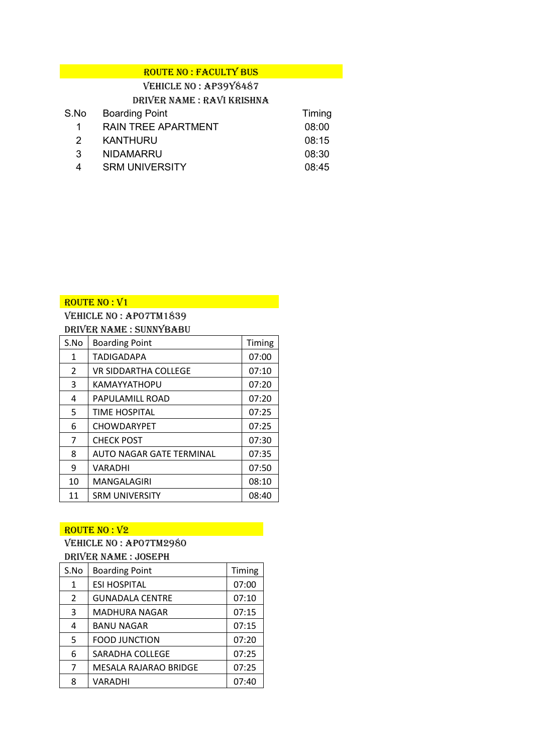## ROUTE NO : FACULTY BUS

**VEHICLE NO : AP39Y8487**

**DRIVER NAME : RAVI KRISHNA**

| S.No | Boarding Point | Timing |
|---|---|---|
| 1 | RAIN TREE APARTMENT | 08:00 |
| 2 | KANTHURU | 08:15 |
| 3 | NIDAMARRU | 08:30 |
| 4 | SRM UNIVERSITY | 08:45 |

## ROUTE NO : V1

**VEHICLE NO : AP07TM1839**

**DRIVER NAME : SUNNYBABU**

| S.No | Boarding Point | Timing |
|---|---|---|
| 1 | TADIGADAPA | 07:00 |
| 2 | VR SIDDARTHA COLLEGE | 07:10 |
| 3 | KAMAYYATHOPU | 07:20 |
| 4 | PAPULAMILL ROAD | 07:20 |
| 5 | TIME HOSPITAL | 07:25 |
| 6 | CHOWDARYPET | 07:25 |
| 7 | CHECK POST | 07:30 |
| 8 | AUTO NAGAR GATE TERMINAL | 07:35 |
| 9 | VARADHI | 07:50 |
| 10 | MANGALAGIRI | 08:10 |
| 11 | SRM UNIVERSITY | 08:40 |

## ROUTE NO : V2

**VEHICLE NO : AP07TM2980**

**DRIVER NAME : JOSEPH**

| S.No | Boarding Point | Timing |
|---|---|---|
| 1 | ESI HOSPITAL | 07:00 |
| 2 | GUNADALA CENTRE | 07:10 |
| 3 | MADHURA NAGAR | 07:15 |
| 4 | BANU NAGAR | 07:15 |
| 5 | FOOD JUNCTION | 07:20 |
| 6 | SARADHA COLLEGE | 07:25 |
| 7 | MESALA RAJARAO BRIDGE | 07:25 |
| 8 | VARADHI | 07:40 |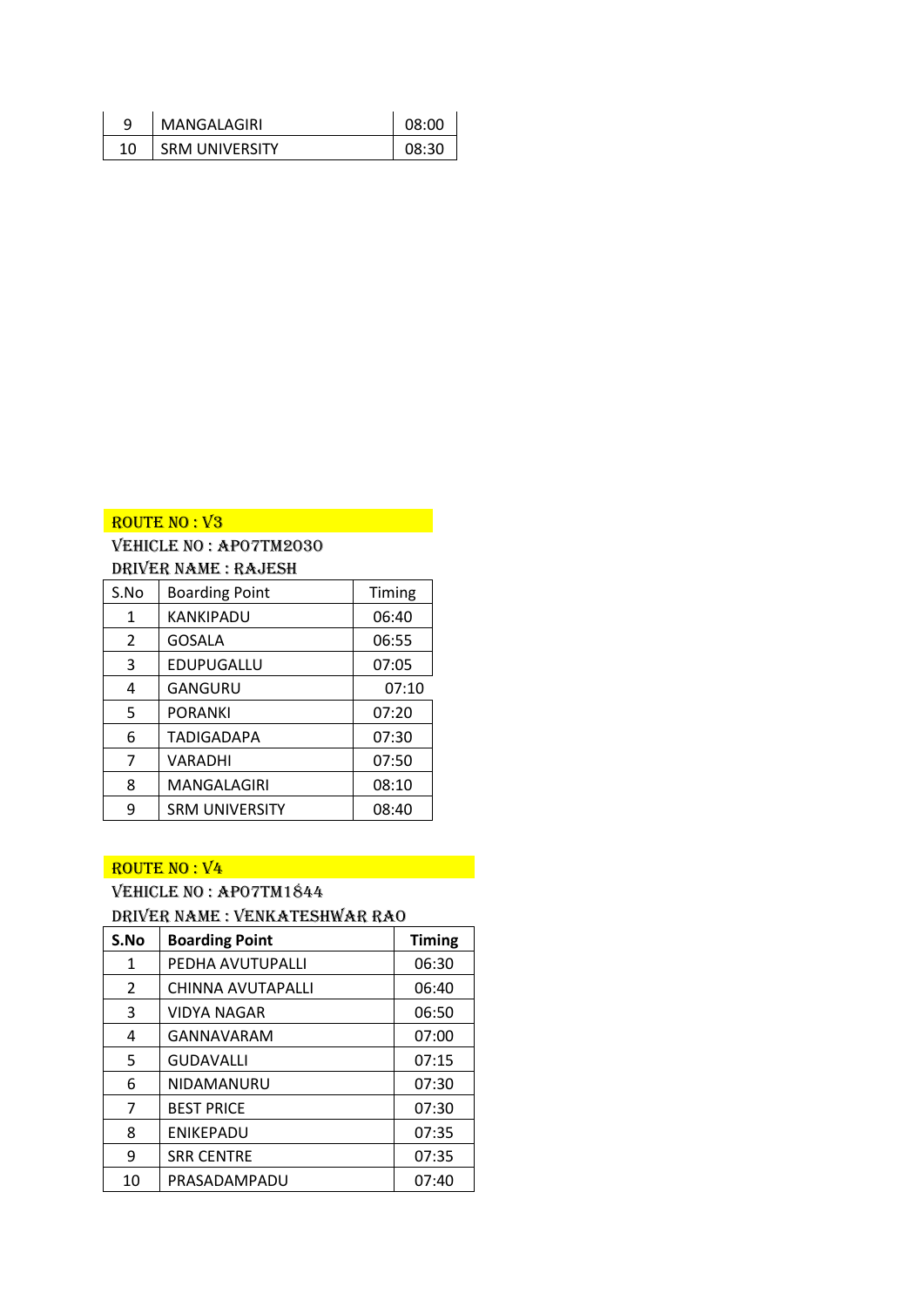| 9 | MANGALAGIRI | 08:00 |
|---|---|---|
| 10 | SRM UNIVERSITY | 08:30 |

## ROUTE NO : V3

**VEHICLE NO : AP07TM2030**

**DRIVER NAME : RAJESH**

| S.No | Boarding Point | Timing |
|---|---|---|
| 1 | KANKIPADU | 06:40 |
| 2 | GOSALA | 06:55 |
| 3 | EDUPUGALLU | 07:05 |
| 4 | GANGURU | 07:10 |
| 5 | PORANKI | 07:20 |
| 6 | TADIGADAPA | 07:30 |
| 7 | VARADHI | 07:50 |
| 8 | MANGALAGIRI | 08:10 |
| 9 | SRM UNIVERSITY | 08:40 |

## ROUTE NO : V4

**VEHICLE NO : AP07TM1844**

**DRIVER NAME : VENKATESHWAR RAO**

| S.No | Boarding Point | Timing |
|---|---|---|
| 1 | PEDHA AVUTUPALLI | 06:30 |
| 2 | CHINNA AVUTAPALLI | 06:40 |
| 3 | VIDYA NAGAR | 06:50 |
| 4 | GANNAVARAM | 07:00 |
| 5 | GUDAVALLI | 07:15 |
| 6 | NIDAMANURU | 07:30 |
| 7 | BEST PRICE | 07:30 |
| 8 | ENIKEPADU | 07:35 |
| 9 | SRR CENTRE | 07:35 |
| 10 | PRASADAMPADU | 07:40 |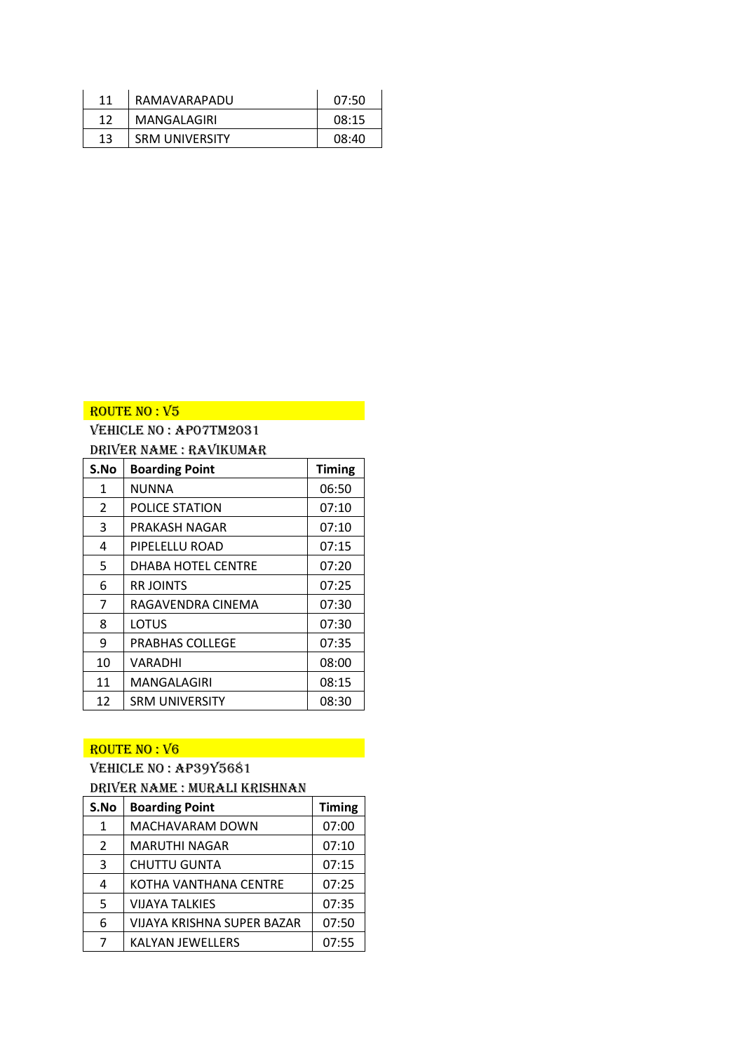| 11 | RAMAVARAPADU | 07:50 |
|---|---|---|
| 12 | MANGALAGIRI | 08:15 |
| 13 | SRM UNIVERSITY | 08:40 |

ROUTE NO : V5

VEHICLE NO : AP07TM2031

DRIVER NAME : RAVIKUMAR

| S.No | Boarding Point | Timing |
|---|---|---|
| 1 | NUNNA | 06:50 |
| 2 | POLICE STATION | 07:10 |
| 3 | PRAKASH NAGAR | 07:10 |
| 4 | PIPELELLU ROAD | 07:15 |
| 5 | DHABA HOTEL CENTRE | 07:20 |
| 6 | RR JOINTS | 07:25 |
| 7 | RAGAVENDRA CINEMA | 07:30 |
| 8 | LOTUS | 07:30 |
| 9 | PRABHAS COLLEGE | 07:35 |
| 10 | VARADHI | 08:00 |
| 11 | MANGALAGIRI | 08:15 |
| 12 | SRM UNIVERSITY | 08:30 |

ROUTE NO : V6

VEHICLE NO : AP39Y5681

DRIVER NAME : MURALI KRISHNAN

| S.No | Boarding Point | Timing |
|---|---|---|
| 1 | MACHAVARAM DOWN | 07:00 |
| 2 | MARUTHI NAGAR | 07:10 |
| 3 | CHUTTU GUNTA | 07:15 |
| 4 | KOTHA VANTHANA CENTRE | 07:25 |
| 5 | VIJAYA TALKIES | 07:35 |
| 6 | VIJAYA KRISHNA SUPER BAZAR | 07:50 |
| 7 | KALYAN JEWELLERS | 07:55 |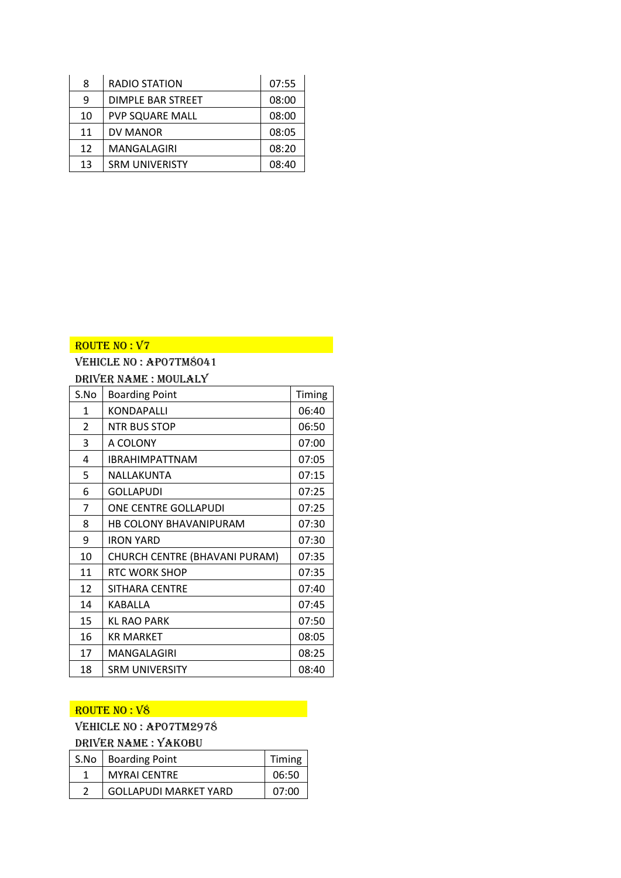| 8 | RADIO STATION | 07:55 |
|---|---|---|
| 9 | DIMPLE BAR STREET | 08:00 |
| 10 | PVP SQUARE MALL | 08:00 |
| 11 | DV MANOR | 08:05 |
| 12 | MANGALAGIRI | 08:20 |
| 13 | SRM UNIVERISTY | 08:40 |

**ROUTE NO : V7**

**VEHICLE NO : AP07TM8041**

**DRIVER NAME : MOULALY**

| S.No | Boarding Point | Timing |
|---|---|---|
| 1 | KONDAPALLI | 06:40 |
| 2 | NTR BUS STOP | 06:50 |
| 3 | A COLONY | 07:00 |
| 4 | IBRAHIMPATTNAM | 07:05 |
| 5 | NALLAKUNTA | 07:15 |
| 6 | GOLLAPUDI | 07:25 |
| 7 | ONE CENTRE GOLLAPUDI | 07:25 |
| 8 | HB COLONY BHAVANIPURAM | 07:30 |
| 9 | IRON YARD | 07:30 |
| 10 | CHURCH CENTRE (BHAVANI PURAM) | 07:35 |
| 11 | RTC WORK SHOP | 07:35 |
| 12 | SITHARA CENTRE | 07:40 |
| 14 | KABALLA | 07:45 |
| 15 | KL RAO PARK | 07:50 |
| 16 | KR MARKET | 08:05 |
| 17 | MANGALAGIRI | 08:25 |
| 18 | SRM UNIVERSITY | 08:40 |

**ROUTE NO : V8**

**VEHICLE NO : AP07TM2978**

**DRIVER NAME : YAKOBU**

| S.No | Boarding Point | Timing |
|---|---|---|
| 1 | MYRAI CENTRE | 06:50 |
| 2 | GOLLAPUDI MARKET YARD | 07:00 |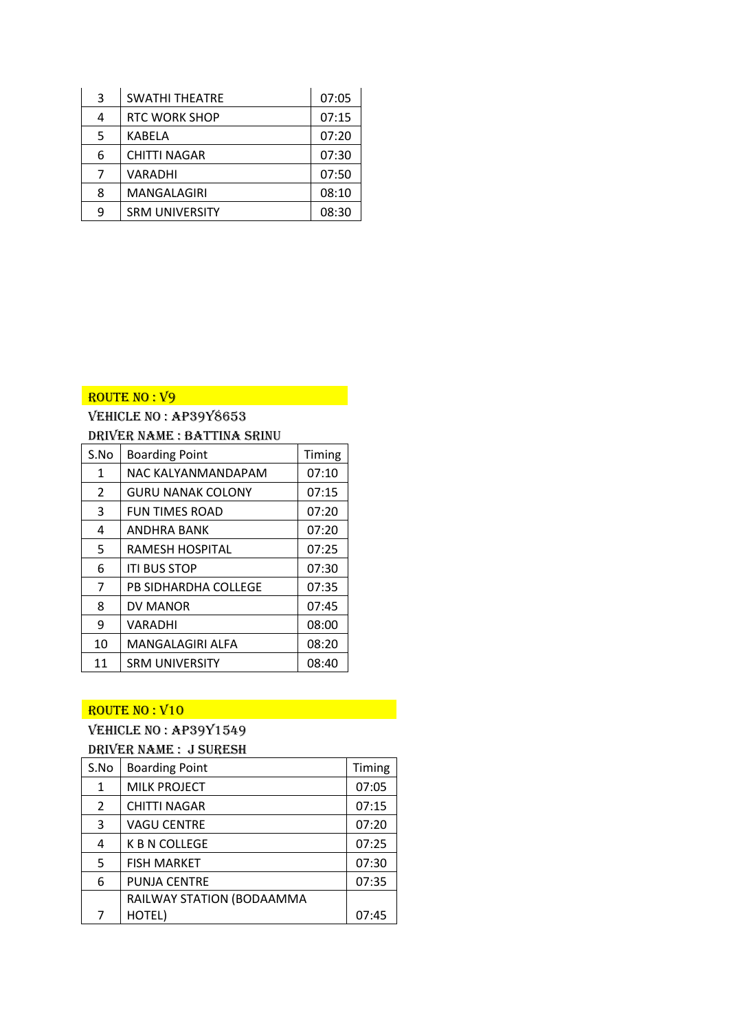| 3 | SWATHI THEATRE | 07:05 |
|---|---|---|
| 4 | RTC WORK SHOP | 07:15 |
| 5 | KABELA | 07:20 |
| 6 | CHITTI NAGAR | 07:30 |
| 7 | VARADHI | 07:50 |
| 8 | MANGALAGIRI | 08:10 |
| 9 | SRM UNIVERSITY | 08:30 |

**ROUTE NO : V9**

VEHICLE NO : AP39Y8653

DRIVER NAME : BATTINA SRINU

| S.No | Boarding Point | Timing |
|---|---|---|
| 1 | NAC KALYANMANDAPAM | 07:10 |
| 2 | GURU NANAK COLONY | 07:15 |
| 3 | FUN TIMES ROAD | 07:20 |
| 4 | ANDHRA BANK | 07:20 |
| 5 | RAMESH HOSPITAL | 07:25 |
| 6 | ITI BUS STOP | 07:30 |
| 7 | PB SIDHARDHA COLLEGE | 07:35 |
| 8 | DV MANOR | 07:45 |
| 9 | VARADHI | 08:00 |
| 10 | MANGALAGIRI ALFA | 08:20 |
| 11 | SRM UNIVERSITY | 08:40 |

**ROUTE NO : V10**

VEHICLE NO : AP39Y1549

DRIVER NAME : J SURESH

| S.No | Boarding Point | Timing |
|---|---|---|
| 1 | MILK PROJECT | 07:05 |
| 2 | CHITTI NAGAR | 07:15 |
| 3 | VAGU CENTRE | 07:20 |
| 4 | K B N COLLEGE | 07:25 |
| 5 | FISH MARKET | 07:30 |
| 6 | PUNJA CENTRE | 07:35 |
| 7 | RAILWAY STATION (BODAAMMA HOTEL) | 07:45 |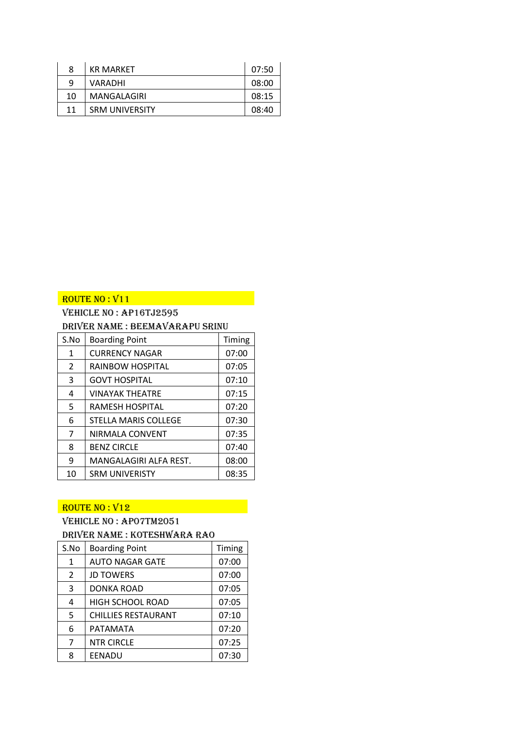| S.No | Boarding Point | Timing |
|---|---|---|
| 8 | KR MARKET | 07:50 |
| 9 | VARADHI | 08:00 |
| 10 | MANGALAGIRI | 08:15 |
| 11 | SRM UNIVERSITY | 08:40 |

**ROUTE NO : V11**

**VEHICLE NO : AP16TJ2595**

**DRIVER NAME : BEEMAVARAPU SRINU**

| S.No | Boarding Point | Timing |
|---|---|---|
| 1 | CURRENCY NAGAR | 07:00 |
| 2 | RAINBOW HOSPITAL | 07:05 |
| 3 | GOVT HOSPITAL | 07:10 |
| 4 | VINAYAK THEATRE | 07:15 |
| 5 | RAMESH HOSPITAL | 07:20 |
| 6 | STELLA MARIS COLLEGE | 07:30 |
| 7 | NIRMALA CONVENT | 07:35 |
| 8 | BENZ CIRCLE | 07:40 |
| 9 | MANGALAGIRI ALFA REST. | 08:00 |
| 10 | SRM UNIVERISTY | 08:35 |

**ROUTE NO : V12**

**VEHICLE NO : AP07TM2051**

**DRIVER NAME : KOTESHWARA RAO**

| S.No | Boarding Point | Timing |
|---|---|---|
| 1 | AUTO NAGAR GATE | 07:00 |
| 2 | JD TOWERS | 07:00 |
| 3 | DONKA ROAD | 07:05 |
| 4 | HIGH SCHOOL ROAD | 07:05 |
| 5 | CHILLIES RESTAURANT | 07:10 |
| 6 | PATAMATA | 07:20 |
| 7 | NTR CIRCLE | 07:25 |
| 8 | EENADU | 07:30 |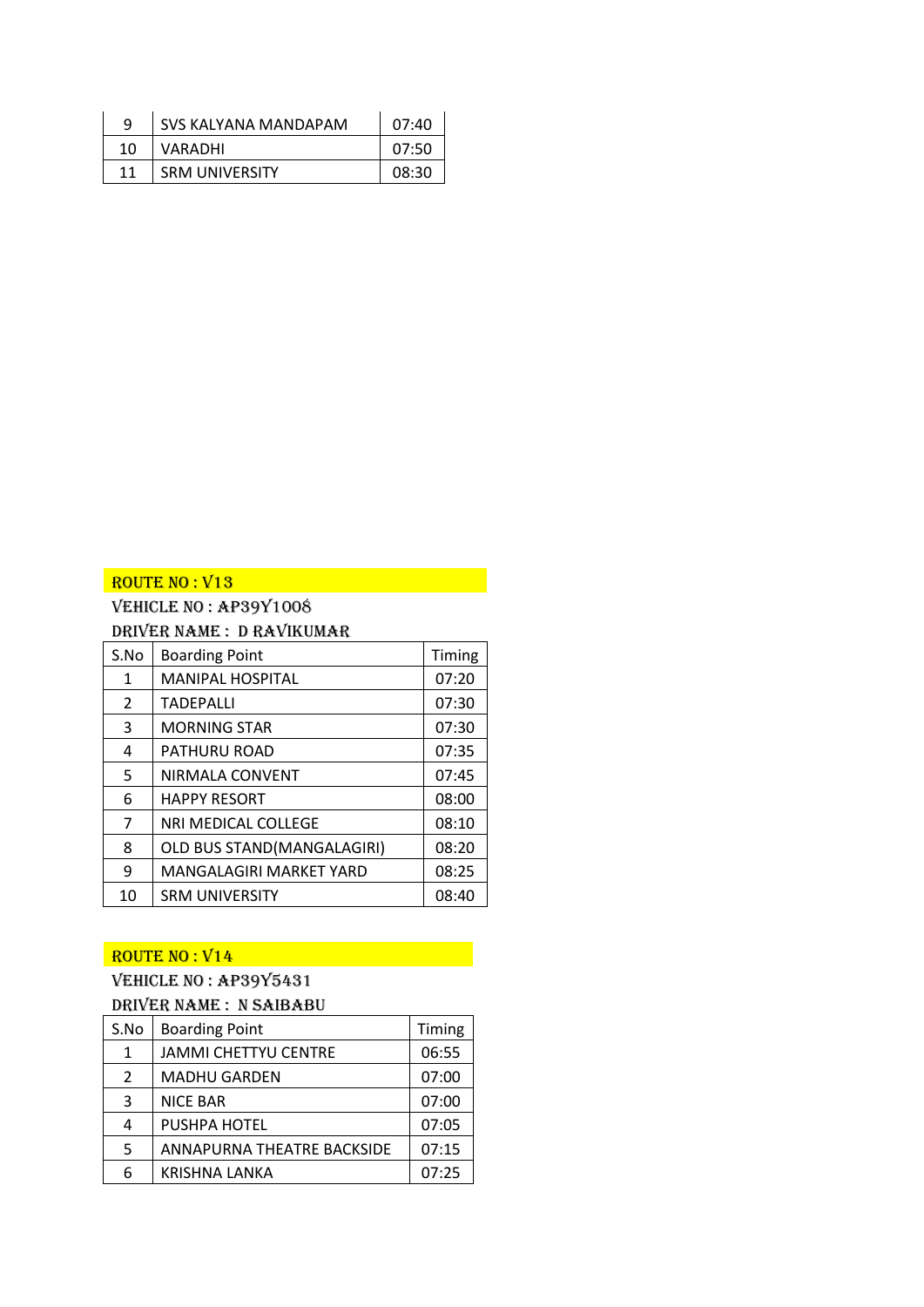| 9 | SVS KALYANA MANDAPAM | 07:40 |
|---|---|---|
| 10 | VARADHI | 07:50 |
| 11 | SRM UNIVERSITY | 08:30 |

**ROUTE NO : V13**

VEHICLE NO : AP39Y1008

DRIVER NAME : D RAVIKUMAR

| S.No | Boarding Point | Timing |
|---|---|---|
| 1 | MANIPAL HOSPITAL | 07:20 |
| 2 | TADEPALLI | 07:30 |
| 3 | MORNING STAR | 07:30 |
| 4 | PATHURU ROAD | 07:35 |
| 5 | NIRMALA CONVENT | 07:45 |
| 6 | HAPPY RESORT | 08:00 |
| 7 | NRI MEDICAL COLLEGE | 08:10 |
| 8 | OLD BUS STAND(MANGALAGIRI) | 08:20 |
| 9 | MANGALAGIRI MARKET YARD | 08:25 |
| 10 | SRM UNIVERSITY | 08:40 |

**ROUTE NO : V14**

VEHICLE NO : AP39Y5431

DRIVER NAME : N SAIBABU

| S.No | Boarding Point | Timing |
|---|---|---|
| 1 | JAMMI CHETTYU CENTRE | 06:55 |
| 2 | MADHU GARDEN | 07:00 |
| 3 | NICE BAR | 07:00 |
| 4 | PUSHPA HOTEL | 07:05 |
| 5 | ANNAPURNA THEATRE BACKSIDE | 07:15 |
| 6 | KRISHNA LANKA | 07:25 |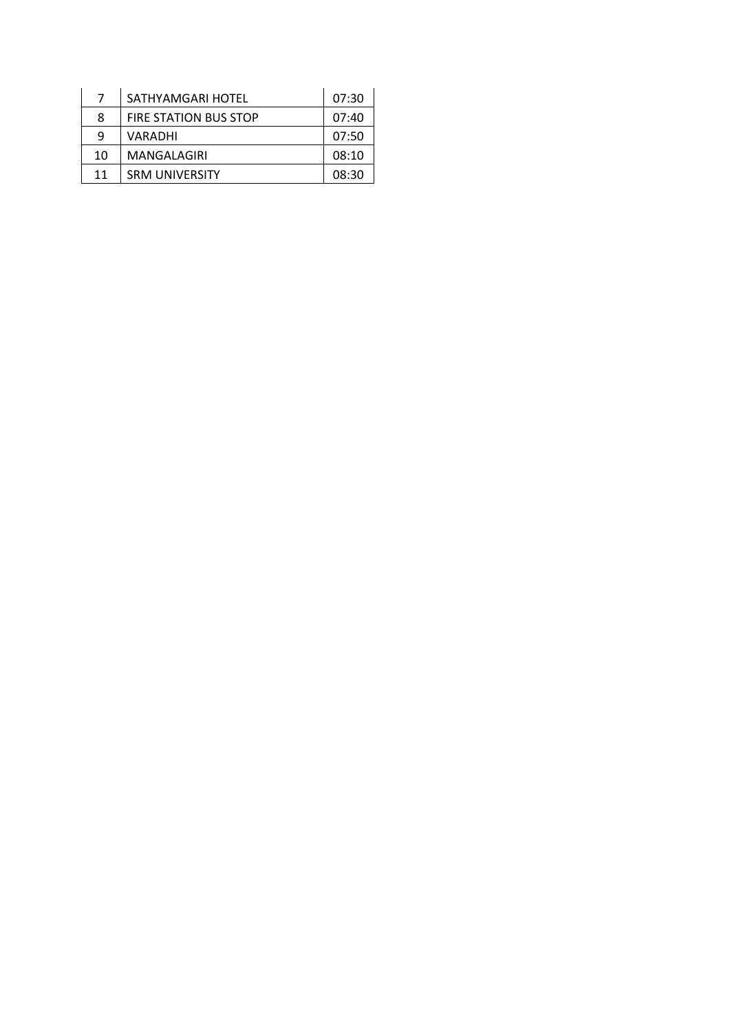| | | |
|---|---|---|
| 7 | SATHYAMGARI HOTEL | 07:30 |
| 8 | FIRE STATION BUS STOP | 07:40 |
| 9 | VARADHI | 07:50 |
| 10 | MANGALAGIRI | 08:10 |
| 11 | SRM UNIVERSITY | 08:30 |